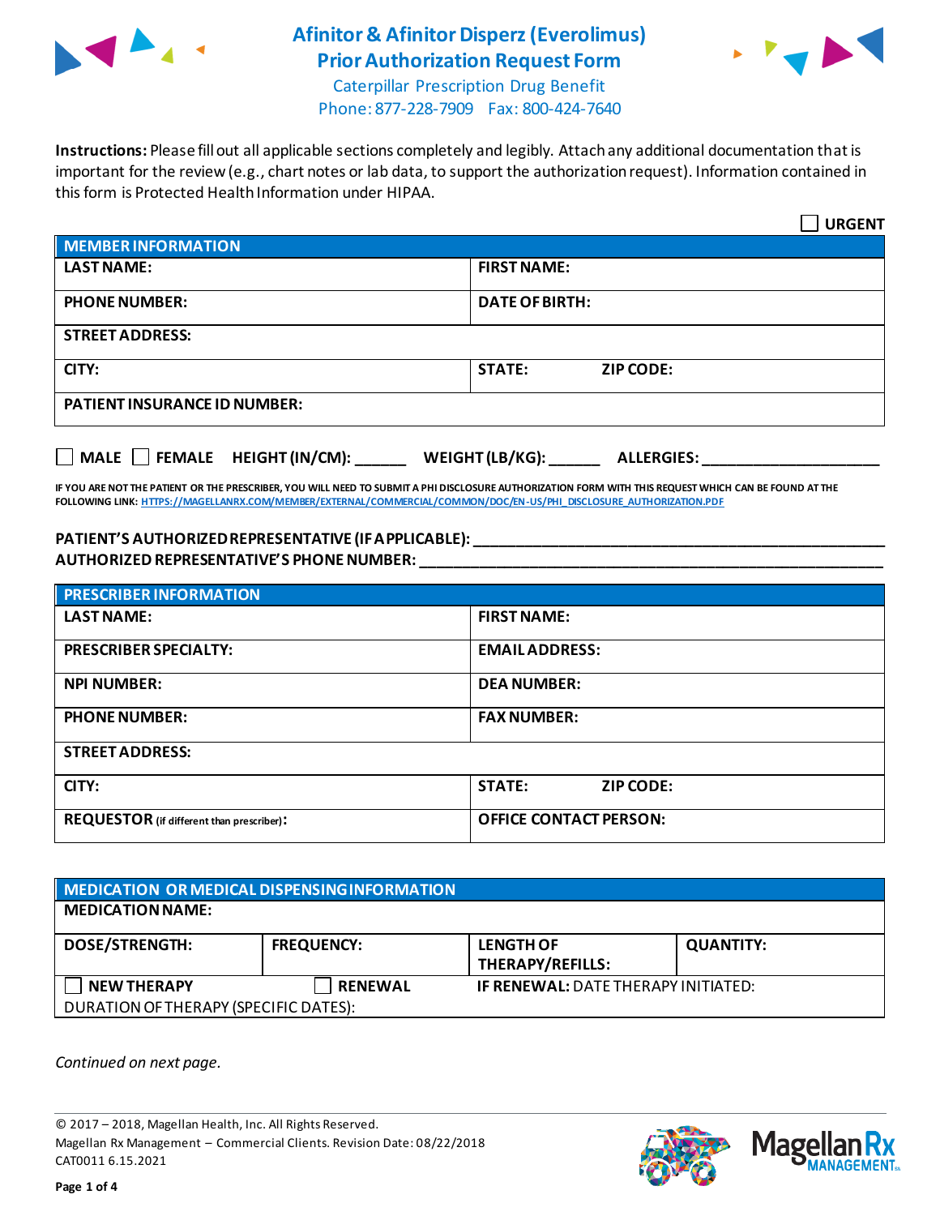# Afinitor & Afinitor Disperz (Everolimus) Prior Authorization Request Form

Caterpillar Prescription Drug Benefit
Phone: 877-228-7909 Fax: 800-424-7640

**Instructions:** Please fill out all applicable sections completely and legibly. Attach any additional documentation that is important for the review (e.g., chart notes or lab data, to support the authorization request). Information contained in this form is Protected Health Information under HIPAA.

☐ **URGENT**

| MEMBER INFORMATION | |
|---|---|
| **LAST NAME:** | **FIRST NAME:** |
| **PHONE NUMBER:** | **DATE OF BIRTH:** |
| **STREET ADDRESS:** | |
| **CITY:** | **STATE:** **ZIP CODE:** |
| **PATIENT INSURANCE ID NUMBER:** | |

☐ **MALE** ☐ **FEMALE** **HEIGHT (IN/CM):** ______ **WEIGHT (LB/KG):** ______ **ALLERGIES:** ____________________

**IF YOU ARE NOT THE PATIENT OR THE PRESCRIBER, YOU WILL NEED TO SUBMIT A PHI DISCLOSURE AUTHORIZATION FORM WITH THIS REQUEST WHICH CAN BE FOUND AT THE FOLLOWING LINK:** HTTPS://MAGELLANRX.COM/MEMBER/EXTERNAL/COMMERCIAL/COMMON/DOC/EN-US/PHI_DISCLOSURE_AUTHORIZATION.PDF

**PATIENT'S AUTHORIZED REPRESENTATIVE (IF APPLICABLE):** ________________________________________________
**AUTHORIZED REPRESENTATIVE'S PHONE NUMBER:** ________________________________________________

| PRESCRIBER INFORMATION | |
|---|---|
| **LAST NAME:** | **FIRST NAME:** |
| **PRESCRIBER SPECIALTY:** | **EMAIL ADDRESS:** |
| **NPI NUMBER:** | **DEA NUMBER:** |
| **PHONE NUMBER:** | **FAX NUMBER:** |
| **STREET ADDRESS:** | |
| **CITY:** | **STATE:** **ZIP CODE:** |
| **REQUESTOR** (if different than prescriber)**:** | **OFFICE CONTACT PERSON:** |

| MEDICATION OR MEDICAL DISPENSING INFORMATION | | | |
|---|---|---|---|
| **MEDICATION NAME:** | | | |
| **DOSE/STRENGTH:** | **FREQUENCY:** | **LENGTH OF THERAPY/REFILLS:** | **QUANTITY:** |
| ☐ **NEW THERAPY** | ☐ **RENEWAL** | **IF RENEWAL:** DATE THERAPY INITIATED: | |
| DURATION OF THERAPY (SPECIFIC DATES): | | | |

*Continued on next page.*

© 2017 – 2018, Magellan Health, Inc. All Rights Reserved.
Magellan Rx Management – Commercial Clients. Revision Date: 08/22/2018
CAT0011 6.15.2021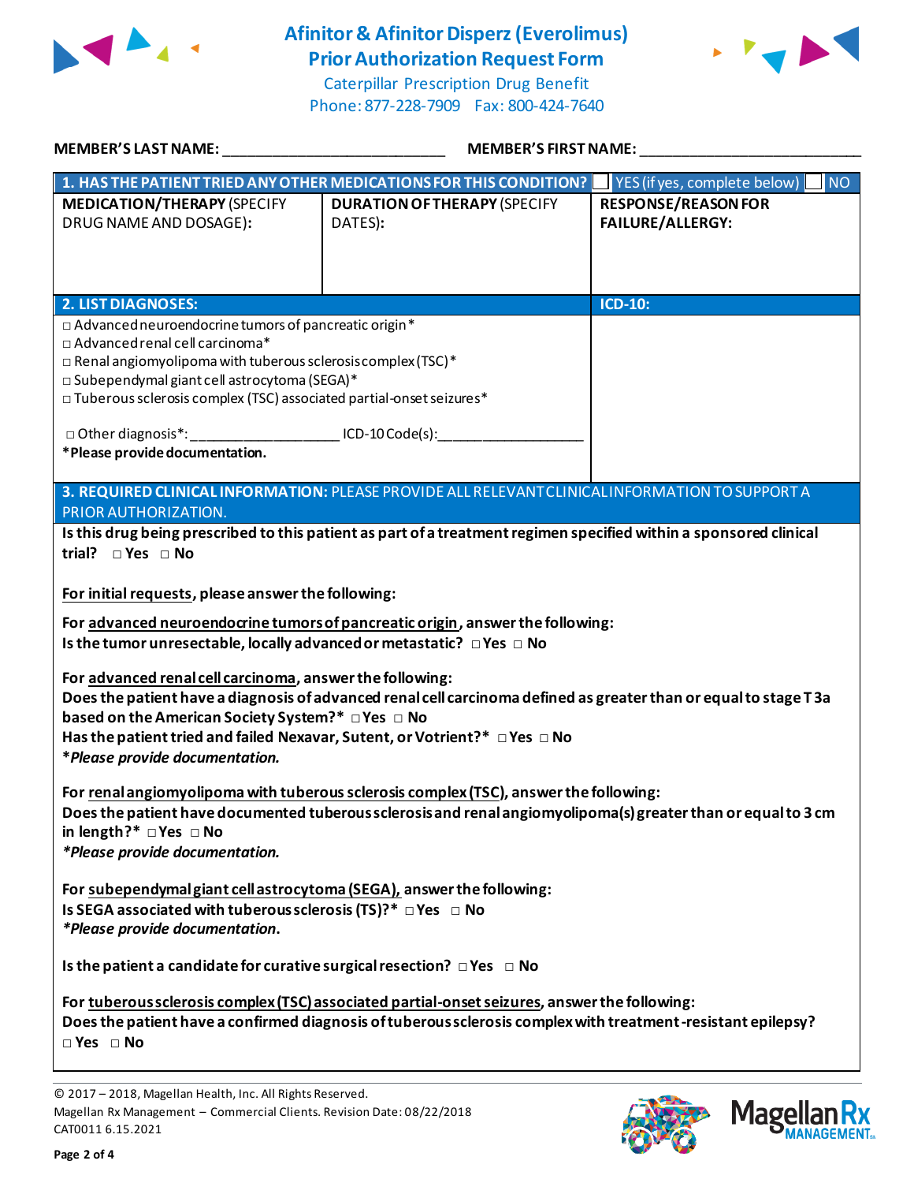# Afinitor & Afinitor Disperz (Everolimus) Prior Authorization Request Form

Caterpillar Prescription Drug Benefit
Phone: 877-228-7909 Fax: 800-424-7640

**MEMBER'S LAST NAME:** ___________________________ **MEMBER'S FIRST NAME:** ___________________________

| **1. HAS THE PATIENT TRIED ANY OTHER MEDICATIONS FOR THIS CONDITION?** | | ☐ YES (if yes, complete below) ☐ NO |
|---|---|---|
| **MEDICATION/THERAPY** (SPECIFY DRUG NAME AND DOSAGE): | **DURATION OF THERAPY** (SPECIFY DATES): | **RESPONSE/REASON FOR FAILURE/ALLERGY:** |
| | | |

| **2. LIST DIAGNOSES:** | **ICD-10:** |
|---|---|
| □ Advanced neuroendocrine tumors of pancreatic origin*<br>□ Advanced renal cell carcinoma*<br>□ Renal angiomyolipoma with tuberous sclerosis complex (TSC)*<br>□ Subependymal giant cell astrocytoma (SEGA)*<br>□ Tuberous sclerosis complex (TSC) associated partial-onset seizures*<br><br>□ Other diagnosis*:___________________ ICD-10 Code(s):___________________<br>***Please provide documentation.** | |

**3. REQUIRED CLINICAL INFORMATION:** PLEASE PROVIDE ALL RELEVANT CLINICAL INFORMATION TO SUPPORT A PRIOR AUTHORIZATION.

**Is this drug being prescribed to this patient as part of a treatment regimen specified within a sponsored clinical trial?** □ Yes □ No

**For initial requests, please answer the following:**

**For advanced neuroendocrine tumors of pancreatic origin, answer the following:**
**Is the tumor unresectable, locally advanced or metastatic?** □ Yes □ No

**For advanced renal cell carcinoma, answer the following:**
**Does the patient have a diagnosis of advanced renal cell carcinoma defined as greater than or equal to stage T3a based on the American Society System?*** □ Yes □ No
**Has the patient tried and failed Nexavar, Sutent, or Votrient?*** □ Yes □ No
***Please provide documentation.***

**For renal angiomyolipoma with tuberous sclerosis complex (TSC), answer the following:**
**Does the patient have documented tuberous sclerosis and renal angiomyolipoma(s) greater than or equal to 3 cm in length?*** □ Yes □ No
***Please provide documentation.***

**For subependymal giant cell astrocytoma (SEGA), answer the following:**
**Is SEGA associated with tuberous sclerosis (TS)?*** □ Yes □ No
***Please provide documentation.***

**Is the patient a candidate for curative surgical resection?** □ Yes □ No

**For tuberous sclerosis complex (TSC) associated partial-onset seizures, answer the following:**
**Does the patient have a confirmed diagnosis of tuberous sclerosis complex with treatment-resistant epilepsy?**
□ Yes □ No

© 2017 – 2018, Magellan Health, Inc. All Rights Reserved.
Magellan Rx Management – Commercial Clients. Revision Date: 08/22/2018
CAT0011 6.15.2021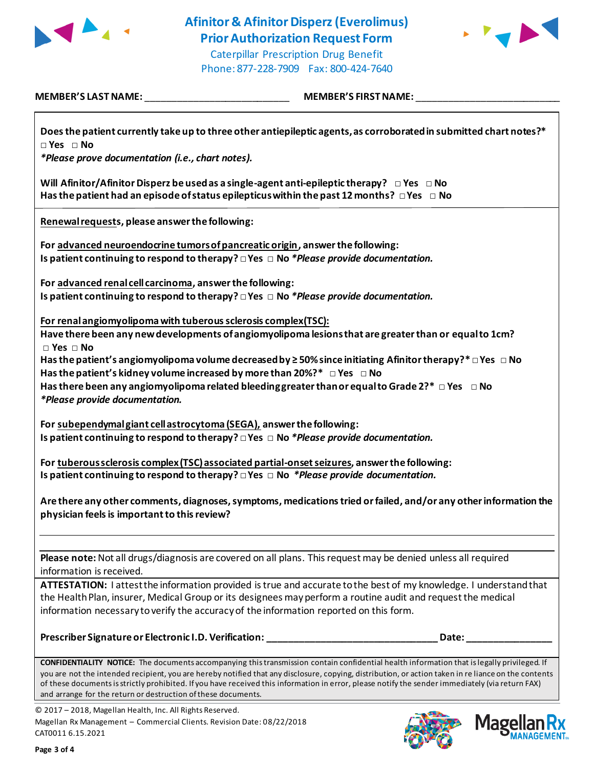# Afinitor & Afinitor Disperz (Everolimus) Prior Authorization Request Form

Caterpillar Prescription Drug Benefit
Phone: 877-228-7909 Fax: 800-424-7640

**MEMBER'S LAST NAME:** ___________________________ **MEMBER'S FIRST NAME:** ___________________________

**Does the patient currently take up to three other antiepileptic agents, as corroborated in submitted chart notes?***
□ Yes □ No
***Please prove documentation (i.e., chart notes).***

**Will Afinitor/Afinitor Disperz be used as a single-agent anti-epileptic therapy?** □ Yes □ No
**Has the patient had an episode of status epilepticus within the past 12 months?** □ Yes □ No

**Renewal requests, please answer the following:**

**For advanced neuroendocrine tumors of pancreatic origin, answer the following:**
**Is patient continuing to respond to therapy?** □ Yes □ No ***Please provide documentation.***

**For advanced renal cell carcinoma, answer the following:**
**Is patient continuing to respond to therapy?** □ Yes □ No ***Please provide documentation.***

**For renal angiomyolipoma with tuberous sclerosis complex (TSC):**
**Have there been any new developments of angiomyolipoma lesions that are greater than or equal to 1cm?**
□ Yes □ No
**Has the patient's angiomyolipoma volume decreased by ≥ 50% since initiating Afinitor therapy?*** □ Yes □ No
**Has the patient's kidney volume increased by more than 20%?*** □ Yes □ No
**Has there been any angiomyolipoma related bleeding greater than or equal to Grade 2?*** □ Yes □ No
***Please provide documentation.***

**For subependymal giant cell astrocytoma (SEGA), answer the following:**
**Is patient continuing to respond to therapy?** □ Yes □ No ***Please provide documentation.***

**For tuberous sclerosis complex (TSC) associated partial-onset seizures, answer the following:**
**Is patient continuing to respond to therapy?** □ Yes □ No ***Please provide documentation.***

**Are there any other comments, diagnoses, symptoms, medications tried or failed, and/or any other information the physician feels is important to this review?**

_______________________________________________________________________________

**Please note:** Not all drugs/diagnosis are covered on all plans. This request may be denied unless all required information is received.

**ATTESTATION:** I attest the information provided is true and accurate to the best of my knowledge. I understand that the Health Plan, insurer, Medical Group or its designees may perform a routine audit and request the medical information necessary to verify the accuracy of the information reported on this form.

**Prescriber Signature or Electronic I.D. Verification:** ________________________________ **Date:** ________________

**CONFIDENTIALITY NOTICE:** The documents accompanying this transmission contain confidential health information that is legally privileged. If you are not the intended recipient, you are hereby notified that any disclosure, copying, distribution, or action taken in reliance on the contents of these documents is strictly prohibited. If you have received this information in error, please notify the sender immediately (via return FAX) and arrange for the return or destruction of these documents.

© 2017 – 2018, Magellan Health, Inc. All Rights Reserved.
Magellan Rx Management – Commercial Clients. Revision Date: 08/22/2018
CAT0011 6.15.2021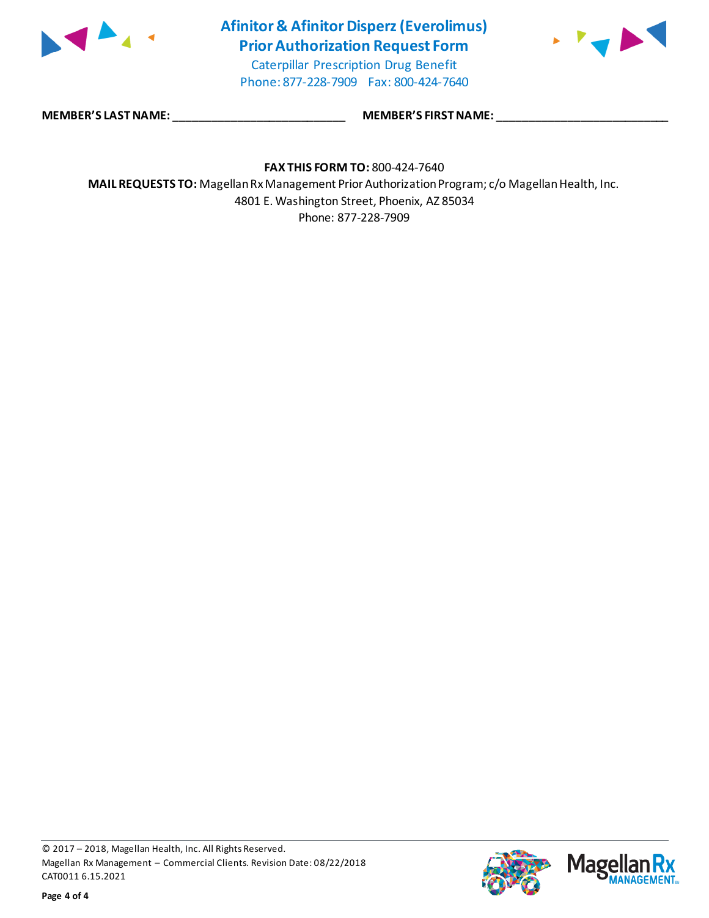**MEMBER'S LAST NAME:** ___________________________ **MEMBER'S FIRST NAME:** ___________________________

**FAX THIS FORM TO:** 800-424-7640

**MAIL REQUESTS TO:** Magellan Rx Management Prior Authorization Program; c/o Magellan Health, Inc.
4801 E. Washington Street, Phoenix, AZ 85034
Phone: 877-228-7909

© 2017 – 2018, Magellan Health, Inc. All Rights Reserved.
Magellan Rx Management – Commercial Clients. Revision Date: 08/22/2018
CAT0011 6.15.2021